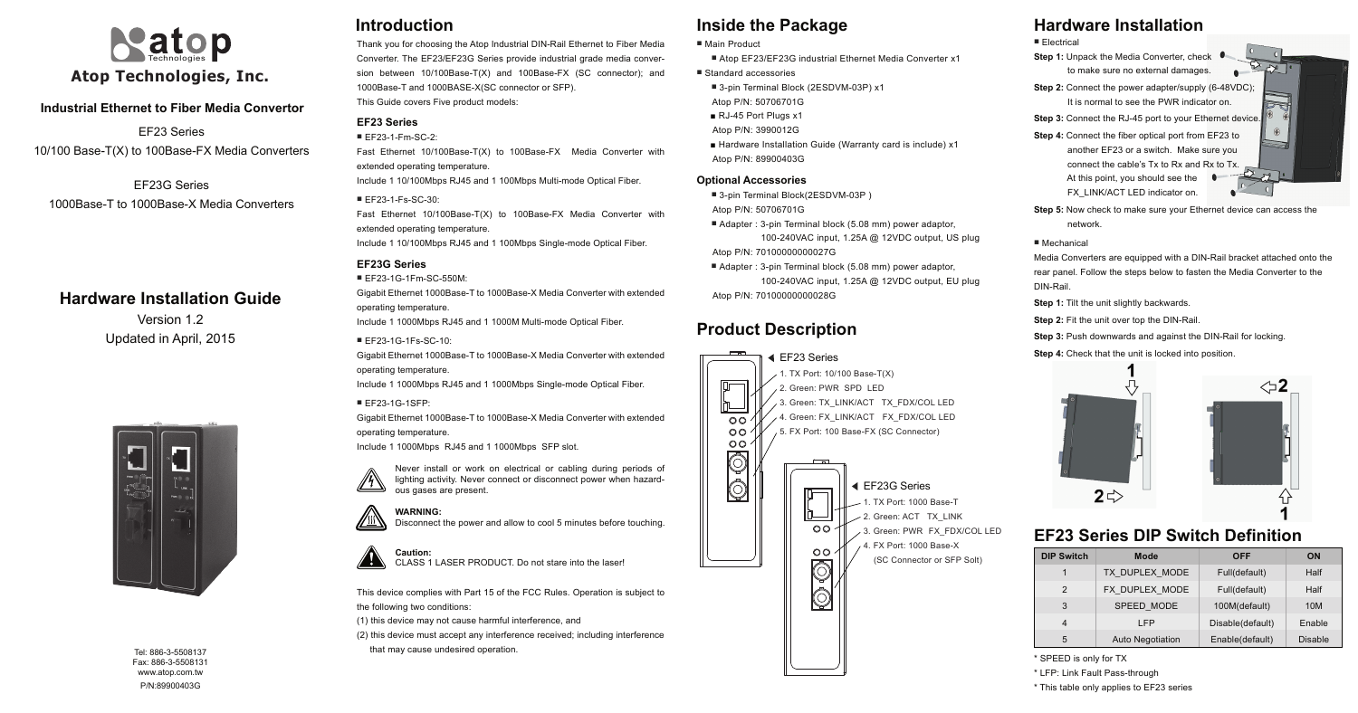# Atop Technologies, Inc.

**Industrial Ethernet to Fiber Media Convertor**

EF23 Series
10/100 Base-T(X) to 100Base-FX Media Converters

EF23G Series
1000Base-T to 1000Base-X Media Converters

## Hardware Installation Guide

Version 1.2
Updated in April, 2015

Tel: 886-3-5508137
Fax: 886-3-5508131
www.atop.com.tw
P/N:89900403G

## Introduction

Thank you for choosing the Atop Industrial DIN-Rail Ethernet to Fiber Media Converter. The EF23/EF23G Series provide industrial grade media conversion between 10/100Base-T(X) and 100Base-FX (SC connector); and 1000Base-T and 1000BASE-X(SC connector or SFP).
This Guide covers Five product models:

### EF23 Series

- EF23-1-Fm-SC-2:

Fast Ethernet 10/100Base-T(X) to 100Base-FX Media Converter with extended operating temperature.
Include 1 10/100Mbps RJ45 and 1 100Mbps Multi-mode Optical Fiber.

- EF23-1-Fs-SC-30:

Fast Ethernet 10/100Base-T(X) to 100Base-FX Media Converter with extended operating temperature.
Include 1 10/100Mbps RJ45 and 1 100Mbps Single-mode Optical Fiber.

### EF23G Series

- EF23-1G-1Fm-SC-550M:

Gigabit Ethernet 1000Base-T to 1000Base-X Media Converter with extended operating temperature.
Include 1 1000Mbps RJ45 and 1 1000M Multi-mode Optical Fiber.

- EF23-1G-1Fs-SC-10:

Gigabit Ethernet 1000Base-T to 1000Base-X Media Converter with extended operating temperature.
Include 1 1000Mbps RJ45 and 1 1000Mbps Single-mode Optical Fiber.

- EF23-1G-1SFP:

Gigabit Ethernet 1000Base-T to 1000Base-X Media Converter with extended operating temperature.
Include 1 1000Mbps RJ45 and 1 1000Mbps SFP slot.

Never install or work on electrical or cabling during periods of lighting activity. Never connect or disconnect power when hazardous gases are present.

**WARNING:**
Disconnect the power and allow to cool 5 minutes before touching.

**Caution:**
CLASS 1 LASER PRODUCT. Do not stare into the laser!

This device complies with Part 15 of the FCC Rules. Operation is subject to the following two conditions:
(1) this device may not cause harmful interference, and
(2) this device must accept any interference received; including interference that may cause undesired operation.

## Inside the Package

- Main Product
  - Atop EF23/EF23G industrial Ethernet Media Converter x1
- Standard accessories
  - 3-pin Terminal Block (2ESDVM-03P) x1
    Atop P/N: 50706701G
  - RJ-45 Port Plugs x1
    Atop P/N: 3990012G
  - Hardware Installation Guide (Warranty card is include) x1
    Atop P/N: 89900403G

### Optional Accessories

- 3-pin Terminal Block(2ESDVM-03P )
  Atop P/N: 50706701G
- Adapter : 3-pin Terminal block (5.08 mm) power adaptor, 100-240VAC input, 1.25A @ 12VDC output, US plug
  Atop P/N: 70100000000027G
- Adapter : 3-pin Terminal block (5.08 mm) power adaptor, 100-240VAC input, 1.25A @ 12VDC output, EU plug
  Atop P/N: 70100000000028G

## Product Description

◀ EF23 Series
1. TX Port: 10/100 Base-T(X)
2. Green: PWR SPD LED
3. Green: TX_LINK/ACT TX_FDX/COL LED
4. Green: FX_LINK/ACT FX_FDX/COL LED
5. FX Port: 100 Base-FX (SC Connector)

◀ EF23G Series
1. TX Port: 1000 Base-T
2. Green: ACT TX_LINK
3. Green: PWR FX_FDX/COL LED
4. FX Port: 1000 Base-X (SC Connector or SFP Solt)

## Hardware Installation

- Electrical

**Step 1:** Unpack the Media Converter, check to make sure no external damages.
**Step 2:** Connect the power adapter/supply (6-48VDC); It is normal to see the PWR indicator on.
**Step 3:** Connect the RJ-45 port to your Ethernet device.
**Step 4:** Connect the fiber optical port from EF23 to another EF23 or a switch. Make sure you connect the cable's Tx to Rx and Rx to Tx. At this point, you should see the FX_LINK/ACT LED indicator on.
**Step 5:** Now check to make sure your Ethernet device can access the network.

- Mechanical

Media Converters are equipped with a DIN-Rail bracket attached onto the rear panel. Follow the steps below to fasten the Media Converter to the DIN-Rail.

**Step 1:** Tilt the unit slightly backwards.
**Step 2:** Fit the unit over top the DIN-Rail.
**Step 3:** Push downwards and against the DIN-Rail for locking.
**Step 4:** Check that the unit is locked into position.

## EF23 Series DIP Switch Definition

| DIP Switch | Mode | OFF | ON |
|---|---|---|---|
| 1 | TX_DUPLEX_MODE | Full(default) | Half |
| 2 | FX_DUPLEX_MODE | Full(default) | Half |
| 3 | SPEED_MODE | 100M(default) | 10M |
| 4 | LFP | Disable(default) | Enable |
| 5 | Auto Negotiation | Enable(default) | Disable |

\* SPEED is only for TX
\* LFP: Link Fault Pass-through
\* This table only applies to EF23 series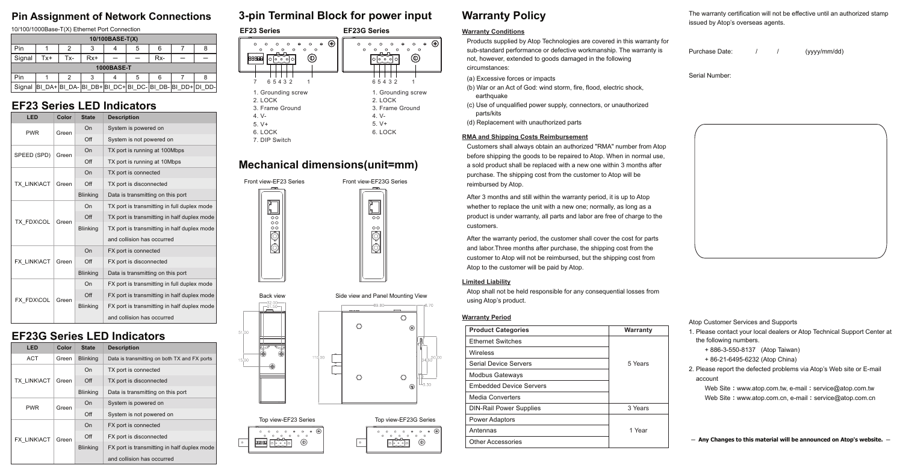## Pin Assignment of Network Connections

10/100/1000Base-T(X) Ethernet Port Connection

| 10/100BASE-T(X) | | | | | | | | |
|---|---|---|---|---|---|---|---|---|
| Pin | 1 | 2 | 3 | 4 | 5 | 6 | 7 | 8 |
| Signal | Tx+ | Tx- | Rx+ | — | — | Rx- | — | — |
| **1000BASE-T** | | | | | | | | |
| Pin | 1 | 2 | 3 | 4 | 5 | 6 | 7 | 8 |
| Signal | BI_DA+ | BI_DA- | BI_DB+ | BI_DC+ | BI_DC- | BI_DB- | BI_DD+ | BI_DD- |

## EF23 Series LED Indicators

| LED | Color | State | Description |
|---|---|---|---|
| PWR | Green | On | System is powered on |
| | | Off | System is not powered on |
| SPEED (SPD) | Green | On | TX port is running at 100Mbps |
| | | Off | TX port is running at 10Mbps |
| TX_LINK\ACT | Green | On | TX port is connected |
| | | Off | TX port is disconnected |
| | | Blinking | Data is transmitting on this port |
| TX_FDX\COL | Green | On | TX port is transmitting in full duplex mode |
| | | Off | TX port is transmitting in half duplex mode |
| | | Blinking | TX port is transmitting in half duplex mode and collision has occurred |
| FX_LINK\ACT | Green | On | FX port is connected |
| | | Off | FX port is disconnected |
| | | Blinking | Data is transmitting on this port |
| FX_FDX\COL | Green | On | FX port is transmitting in full duplex mode |
| | | Off | FX port is transmitting in half duplex mode |
| | | Blinking | FX port is transmitting in half duplex mode and collision has occurred |

## EF23G Series LED Indicators

| LED | Color | State | Description |
|---|---|---|---|
| ACT | Green | Blinking | Data is transmitting on both TX and FX ports |
| TX_LINK\ACT | Green | On | TX port is connected |
| | | Off | TX port is disconnected |
| | | Blinking | Data is transmitting on this port |
| PWR | Green | On | System is powered on |
| | | Off | System is not powered on |
| FX_LINK\ACT | Green | On | FX port is connected |
| | | Off | FX port is disconnected |
| | | Blinking | FX port is transmitting in half duplex mode and collision has occurred |

## 3-pin Terminal Block for power input

**EF23 Series**

7 6 5 4 3 2 1

1. Grounding screw
2. LOCK
3. Frame Ground
4. V-
5. V+
6. LOCK
7. DIP Switch

**EF23G Series**

6 5 4 3 2 1

1. Grounding screw
2. LOCK
3. Frame Ground
4. V-
5. V+
6. LOCK

## Mechanical dimensions(unit=mm)

Front view-EF23 Series

Front view-EF23G Series

Back view

32.00
31.50
51.00
15.00

Side view and Panel Mounting View

89.80
6.70
110.00
50.00
34.60
3.30

Top view-EF23 Series

Top view-EF23G Series

## Warranty Policy

**Warranty Conditions**

Products supplied by Atop Technologies are covered in this warranty for sub-standard performance or defective workmanship. The warranty is not, however, extended to goods damaged in the following circumstances:

(a) Excessive forces or impacts
(b) War or an Act of God: wind storm, fire, flood, electric shock, earthquake
(c) Use of unqualified power supply, connectors, or unauthorized parts/kits
(d) Replacement with unauthorized parts

**RMA and Shipping Costs Reimbursement**

Customers shall always obtain an authorized "RMA" number from Atop before shipping the goods to be repaired to Atop. When in normal use, a sold product shall be replaced with a new one within 3 months after purchase. The shipping cost from the customer to Atop will be reimbursed by Atop.

After 3 months and still within the warranty period, it is up to Atop whether to replace the unit with a new one; normally, as long as a product is under warranty, all parts and labor are free of charge to the customers.

After the warranty period, the customer shall cover the cost for parts and labor.Three months after purchase, the shipping cost from the customer to Atop will not be reimbursed, but the shipping cost from Atop to the customer will be paid by Atop.

**Limited Liability**

Atop shall not be held responsible for any consequential losses from using Atop's product.

**Warranty Period**

| Product Categories | Warranty |
|---|---|
| Ethernet Switches | 5 Years |
| Wireless | |
| Serial Device Servers | |
| Modbus Gateways | |
| Embedded Device Servers | |
| Media Converters | |
| DIN-Rail Power Supplies | 3 Years |
| Power Adaptors | 1 Year |
| Antennas | |
| Other Accessories | |

The warranty certification will not be effective until an authorized stamp issued by Atop's overseas agents.

Purchase Date: / / (yyyy/mm/dd)

Serial Number:

Atop Customer Services and Supports

1. Please contact your local dealers or Atop Technical Support Center at the following numbers.
   + 886-3-550-8137 (Atop Taiwan)
   + 86-21-6495-6232 (Atop China)
2. Please report the defected problems via Atop's Web site or E-mail account
   Web Site：www.atop.com.tw, e-mail：service@atop.com.tw
   Web Site：www.atop.com.cn, e-mail：service@atop.com.cn

— **Any Changes to this material will be announced on Atop's website.** —